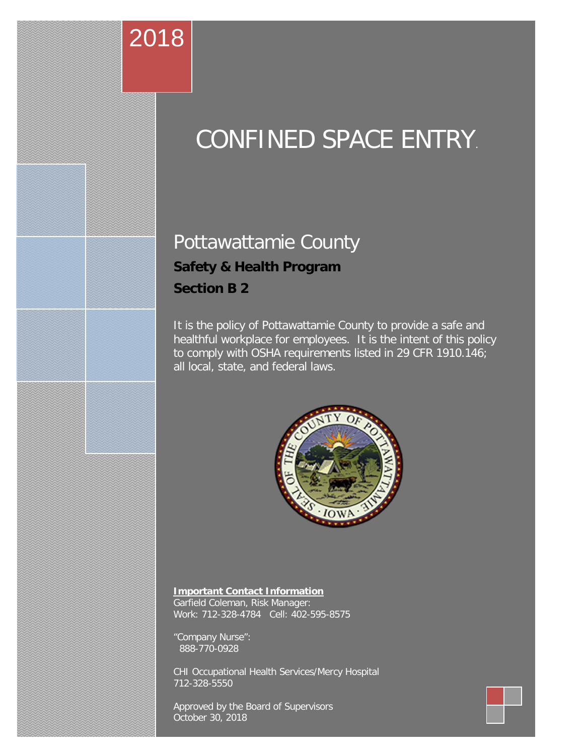2018

# CONFINED SPACE ENTRY.

## Pottawattamie County

**Safety & Health Program**

**Section B 2**

It is the policy of Pottawattamie County to provide a safe and healthful workplace for employees. It is the intent of this policy to comply with OSHA requirements listed in 29 CFR 1910.146; all local, state, and federal laws.

**Important Contact Information**

Garfield Coleman, Risk Manager:
Work: 712-328-4784 Cell: 402-595-8575

"Company Nurse":
888-770-0928

CHI Occupational Health Services/Mercy Hospital
712-328-5550

Approved by the Board of Supervisors
October 30, 2018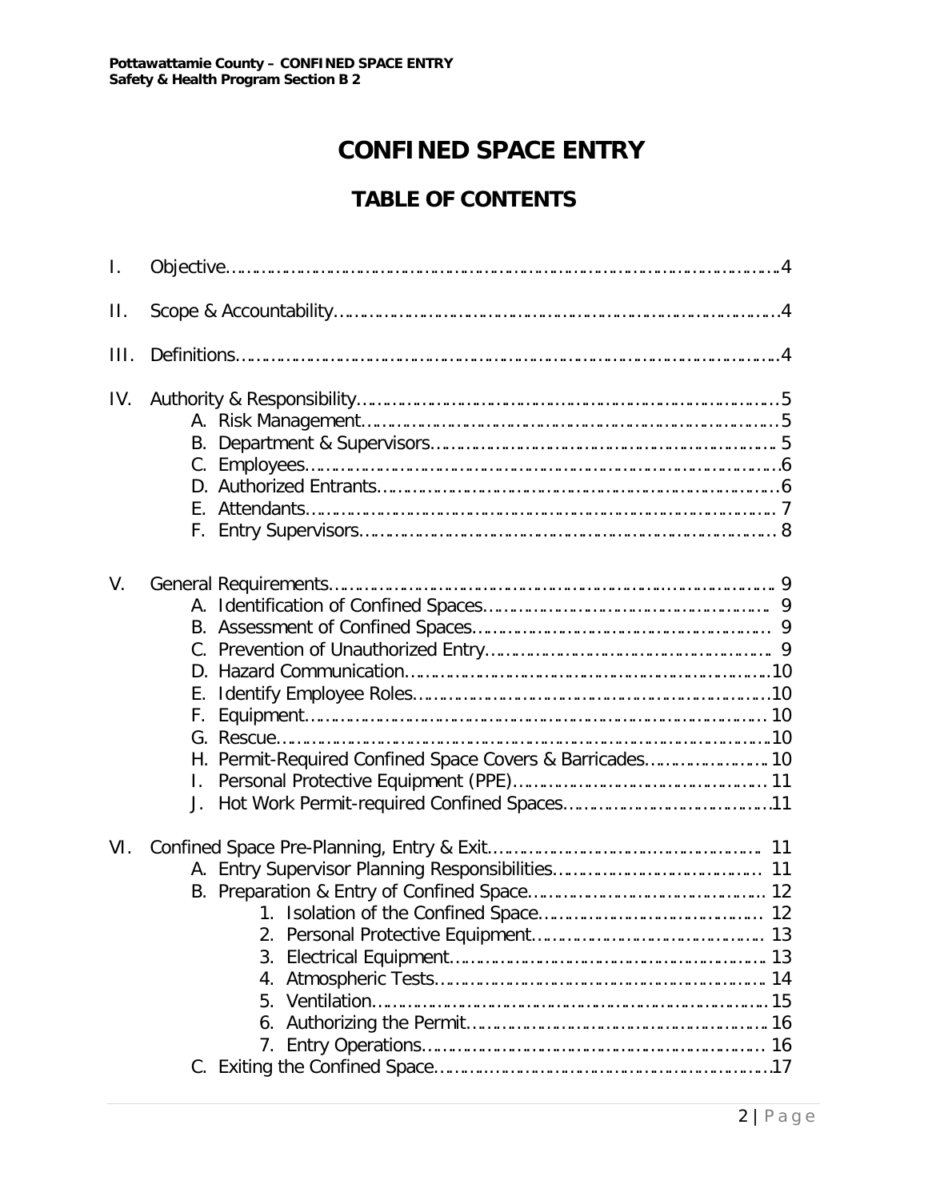# CONFINED SPACE ENTRY

## TABLE OF CONTENTS

I. Objective……………………………………………………………………………………4

II. Scope & Accountability……………………………………………………………………4

III. Definitions…………………………………………………………………………………4

IV. Authority & Responsibility…………………………………………………………………5
- A. Risk Management…………………………………………………………………5
- B. Department & Supervisors………………………………………………………5
- C. Employees…………………………………………………………………………6
- D. Authorized Entrants………………………………………………………………6
- E. Attendants…………………………………………………………………………7
- F. Entry Supervisors…………………………………………………………………8

V. General Requirements……………………………………………………………………9
- A. Identification of Confined Spaces………………………………………………9
- B. Assessment of Confined Spaces…………………………………………………9
- C. Prevention of Unauthorized Entry………………………………………………9
- D. Hazard Communication…………………………………………………………10
- E. Identify Employee Roles…………………………………………………………10
- F. Equipment…………………………………………………………………………10
- G. Rescue……………………………………………………………………………10
- H. Permit-Required Confined Space Covers & Barricades…………………………10
- I. Personal Protective Equipment (PPE)……………………………………………11
- J. Hot Work Permit-required Confined Spaces……………………………………11

VI. Confined Space Pre-Planning, Entry & Exit…………………………………………11
- A. Entry Supervisor Planning Responsibilities………………………………………11
- B. Preparation & Entry of Confined Space…………………………………………12
  1. Isolation of the Confined Space…………………………………………12
  2. Personal Protective Equipment…………………………………………13
  3. Electrical Equipment……………………………………………………13
  4. Atmospheric Tests………………………………………………………14
  5. Ventilation………………………………………………………………15
  6. Authorizing the Permit…………………………………………………16
  7. Entry Operations…………………………………………………………16
- C. Exiting the Confined Space………………………………………………………17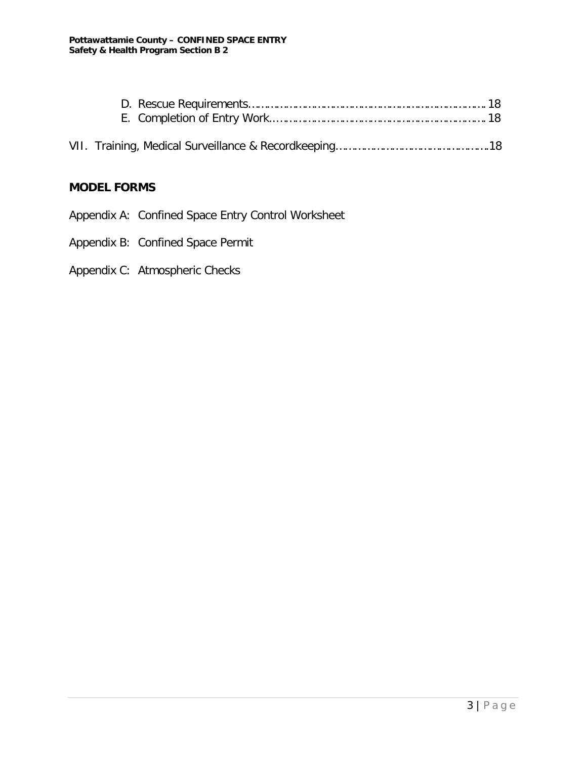D. Rescue Requirements……………………………………………………………… 18
E. Completion of Entry Work………………………………………………………… 18

VII. Training, Medical Surveillance & Recordkeeping…………………………………………18

**MODEL FORMS**

Appendix A: Confined Space Entry Control Worksheet

Appendix B: Confined Space Permit

Appendix C: Atmospheric Checks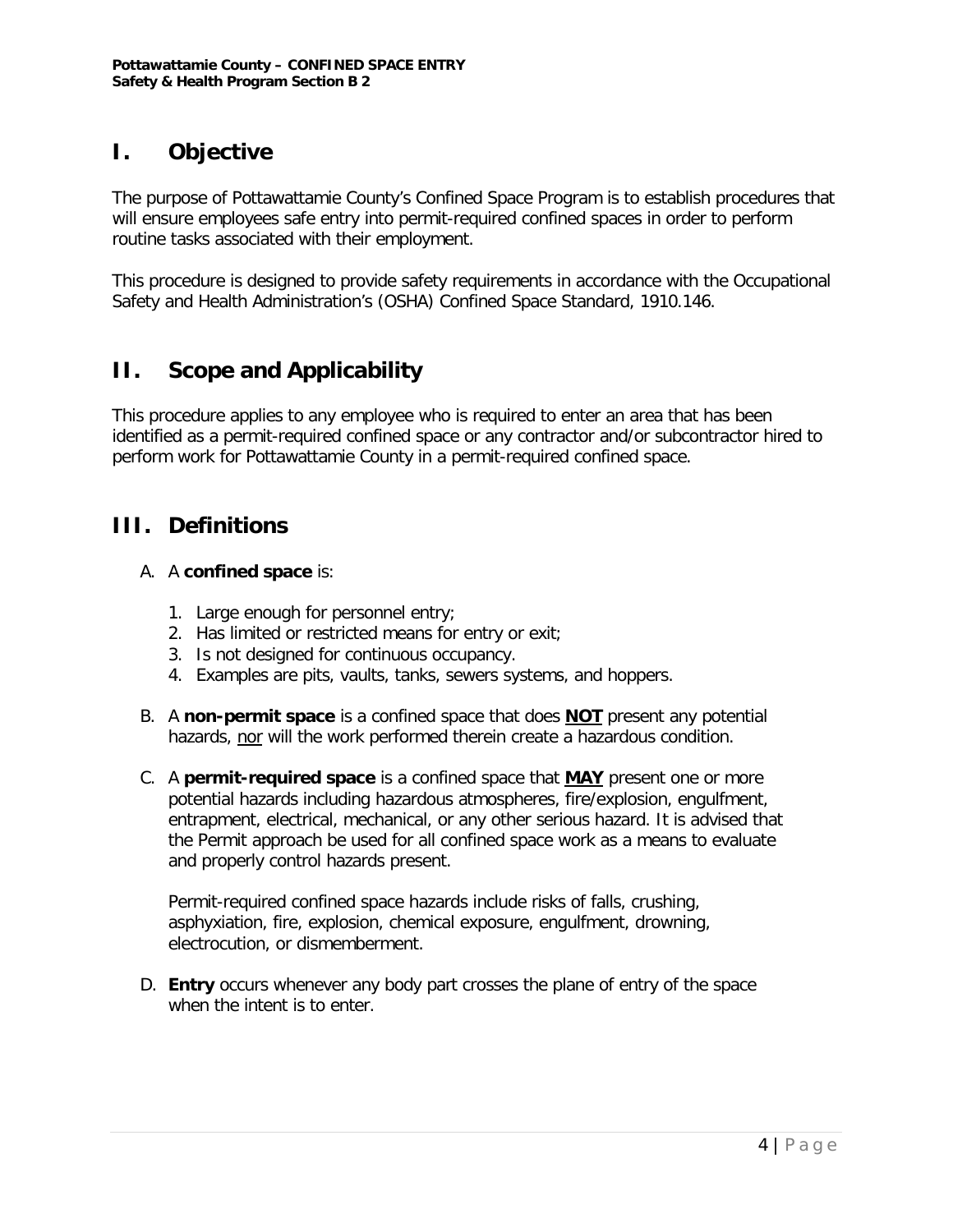## I. Objective

The purpose of Pottawattamie County's Confined Space Program is to establish procedures that will ensure employees safe entry into permit-required confined spaces in order to perform routine tasks associated with their employment.

This procedure is designed to provide safety requirements in accordance with the Occupational Safety and Health Administration's (OSHA) Confined Space Standard, 1910.146.

## II. Scope and Applicability

This procedure applies to any employee who is required to enter an area that has been identified as a permit-required confined space or any contractor and/or subcontractor hired to perform work for Pottawattamie County in a permit-required confined space.

## III. Definitions

A. A **confined space** is:

1. Large enough for personnel entry;
2. Has limited or restricted means for entry or exit;
3. Is not designed for continuous occupancy.
4. Examples are pits, vaults, tanks, sewers systems, and hoppers.

B. A **non-permit space** is a confined space that does **NOT** present any potential hazards, nor will the work performed therein create a hazardous condition.

C. A **permit-required space** is a confined space that **MAY** present one or more potential hazards including hazardous atmospheres, fire/explosion, engulfment, entrapment, electrical, mechanical, or any other serious hazard. It is advised that the Permit approach be used for all confined space work as a means to evaluate and properly control hazards present.

Permit-required confined space hazards include risks of falls, crushing, asphyxiation, fire, explosion, chemical exposure, engulfment, drowning, electrocution, or dismemberment.

D. **Entry** occurs whenever any body part crosses the plane of entry of the space when the intent is to enter.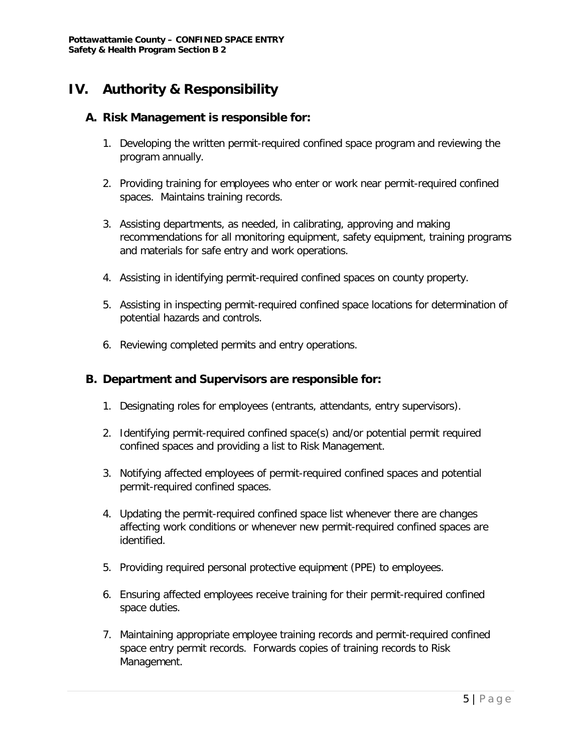# IV. Authority & Responsibility

## A. Risk Management is responsible for:

1. Developing the written permit-required confined space program and reviewing the program annually.
2. Providing training for employees who enter or work near permit-required confined spaces. Maintains training records.
3. Assisting departments, as needed, in calibrating, approving and making recommendations for all monitoring equipment, safety equipment, training programs and materials for safe entry and work operations.
4. Assisting in identifying permit-required confined spaces on county property.
5. Assisting in inspecting permit-required confined space locations for determination of potential hazards and controls.
6. Reviewing completed permits and entry operations.

## B. Department and Supervisors are responsible for:

1. Designating roles for employees (entrants, attendants, entry supervisors).
2. Identifying permit-required confined space(s) and/or potential permit required confined spaces and providing a list to Risk Management.
3. Notifying affected employees of permit-required confined spaces and potential permit-required confined spaces.
4. Updating the permit-required confined space list whenever there are changes affecting work conditions or whenever new permit-required confined spaces are identified.
5. Providing required personal protective equipment (PPE) to employees.
6. Ensuring affected employees receive training for their permit-required confined space duties.
7. Maintaining appropriate employee training records and permit-required confined space entry permit records. Forwards copies of training records to Risk Management.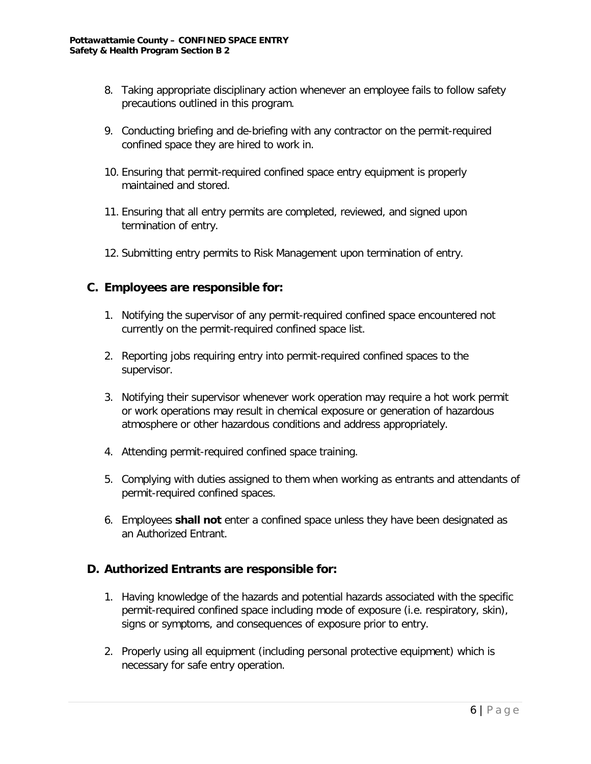8. Taking appropriate disciplinary action whenever an employee fails to follow safety precautions outlined in this program.

9. Conducting briefing and de-briefing with any contractor on the permit-required confined space they are hired to work in.

10. Ensuring that permit-required confined space entry equipment is properly maintained and stored.

11. Ensuring that all entry permits are completed, reviewed, and signed upon termination of entry.

12. Submitting entry permits to Risk Management upon termination of entry.

## C. Employees are responsible for:

1. Notifying the supervisor of any permit-required confined space encountered not currently on the permit-required confined space list.

2. Reporting jobs requiring entry into permit-required confined spaces to the supervisor.

3. Notifying their supervisor whenever work operation may require a hot work permit or work operations may result in chemical exposure or generation of hazardous atmosphere or other hazardous conditions and address appropriately.

4. Attending permit-required confined space training.

5. Complying with duties assigned to them when working as entrants and attendants of permit-required confined spaces.

6. Employees **shall not** enter a confined space unless they have been designated as an Authorized Entrant.

## D. Authorized Entrants are responsible for:

1. Having knowledge of the hazards and potential hazards associated with the specific permit-required confined space including mode of exposure (i.e. respiratory, skin), signs or symptoms, and consequences of exposure prior to entry.

2. Properly using all equipment (including personal protective equipment) which is necessary for safe entry operation.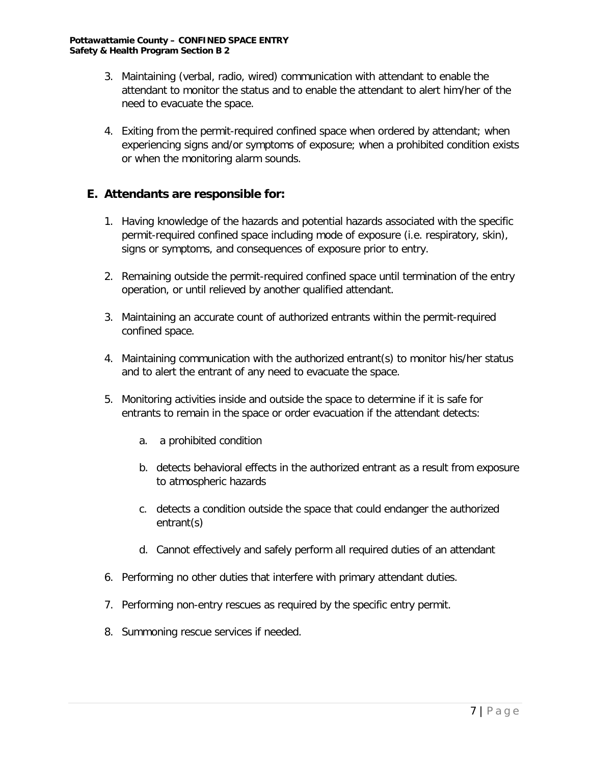3. Maintaining (verbal, radio, wired) communication with attendant to enable the attendant to monitor the status and to enable the attendant to alert him/her of the need to evacuate the space.

4. Exiting from the permit-required confined space when ordered by attendant; when experiencing signs and/or symptoms of exposure; when a prohibited condition exists or when the monitoring alarm sounds.

## E. Attendants are responsible for:

1. Having knowledge of the hazards and potential hazards associated with the specific permit-required confined space including mode of exposure (i.e. respiratory, skin), signs or symptoms, and consequences of exposure prior to entry.

2. Remaining outside the permit-required confined space until termination of the entry operation, or until relieved by another qualified attendant.

3. Maintaining an accurate count of authorized entrants within the permit-required confined space.

4. Maintaining communication with the authorized entrant(s) to monitor his/her status and to alert the entrant of any need to evacuate the space.

5. Monitoring activities inside and outside the space to determine if it is safe for entrants to remain in the space or order evacuation if the attendant detects:

   a. a prohibited condition

   b. detects behavioral effects in the authorized entrant as a result from exposure to atmospheric hazards

   c. detects a condition outside the space that could endanger the authorized entrant(s)

   d. Cannot effectively and safely perform all required duties of an attendant

6. Performing no other duties that interfere with primary attendant duties.

7. Performing non-entry rescues as required by the specific entry permit.

8. Summoning rescue services if needed.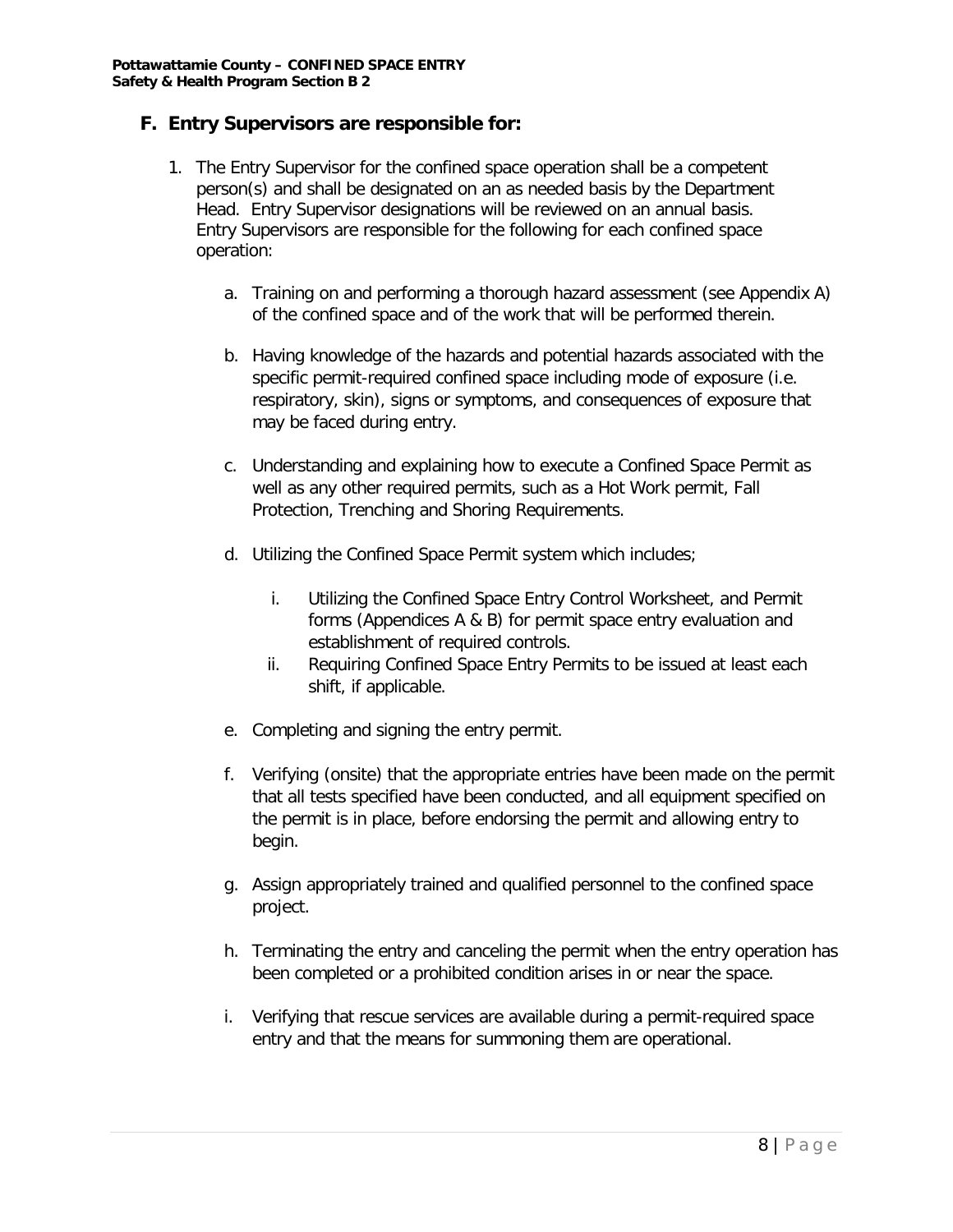## F. Entry Supervisors are responsible for:

1. The Entry Supervisor for the confined space operation shall be a competent person(s) and shall be designated on an as needed basis by the Department Head. Entry Supervisor designations will be reviewed on an annual basis. Entry Supervisors are responsible for the following for each confined space operation:

   a. Training on and performing a thorough hazard assessment (see Appendix A) of the confined space and of the work that will be performed therein.

   b. Having knowledge of the hazards and potential hazards associated with the specific permit-required confined space including mode of exposure (i.e. respiratory, skin), signs or symptoms, and consequences of exposure that may be faced during entry.

   c. Understanding and explaining how to execute a Confined Space Permit as well as any other required permits, such as a Hot Work permit, Fall Protection, Trenching and Shoring Requirements.

   d. Utilizing the Confined Space Permit system which includes;

      i. Utilizing the Confined Space Entry Control Worksheet, and Permit forms (Appendices A & B) for permit space entry evaluation and establishment of required controls.
      ii. Requiring Confined Space Entry Permits to be issued at least each shift, if applicable.

   e. Completing and signing the entry permit.

   f. Verifying (onsite) that the appropriate entries have been made on the permit that all tests specified have been conducted, and all equipment specified on the permit is in place, before endorsing the permit and allowing entry to begin.

   g. Assign appropriately trained and qualified personnel to the confined space project.

   h. Terminating the entry and canceling the permit when the entry operation has been completed or a prohibited condition arises in or near the space.

   i. Verifying that rescue services are available during a permit-required space entry and that the means for summoning them are operational.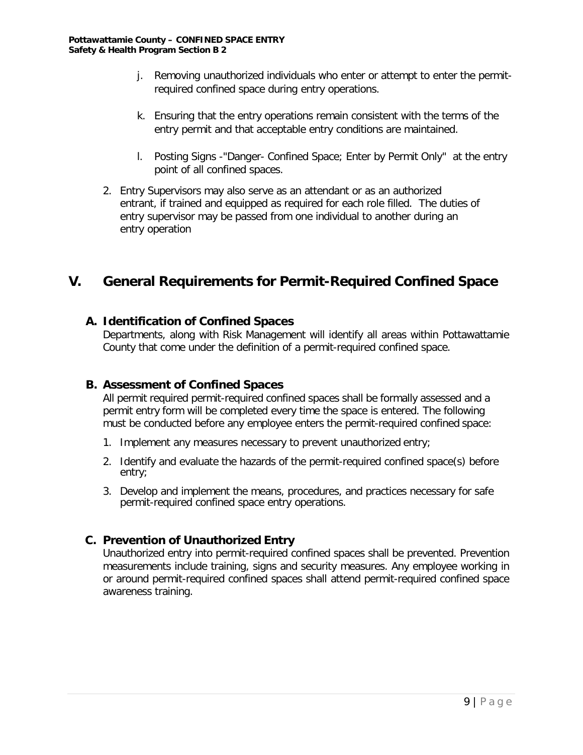j. Removing unauthorized individuals who enter or attempt to enter the permit-required confined space during entry operations.

k. Ensuring that the entry operations remain consistent with the terms of the entry permit and that acceptable entry conditions are maintained.

l. Posting Signs -"Danger- Confined Space; Enter by Permit Only" at the entry point of all confined spaces.

2. Entry Supervisors may also serve as an attendant or as an authorized entrant, if trained and equipped as required for each role filled. The duties of entry supervisor may be passed from one individual to another during an entry operation

# V. General Requirements for Permit-Required Confined Space

## A. Identification of Confined Spaces

Departments, along with Risk Management will identify all areas within Pottawattamie County that come under the definition of a permit-required confined space.

## B. Assessment of Confined Spaces

All permit required permit-required confined spaces shall be formally assessed and a permit entry form will be completed every time the space is entered. The following must be conducted before any employee enters the permit-required confined space:

1. Implement any measures necessary to prevent unauthorized entry;
2. Identify and evaluate the hazards of the permit-required confined space(s) before entry;
3. Develop and implement the means, procedures, and practices necessary for safe permit-required confined space entry operations.

## C. Prevention of Unauthorized Entry

Unauthorized entry into permit-required confined spaces shall be prevented. Prevention measurements include training, signs and security measures. Any employee working in or around permit-required confined spaces shall attend permit-required confined space awareness training.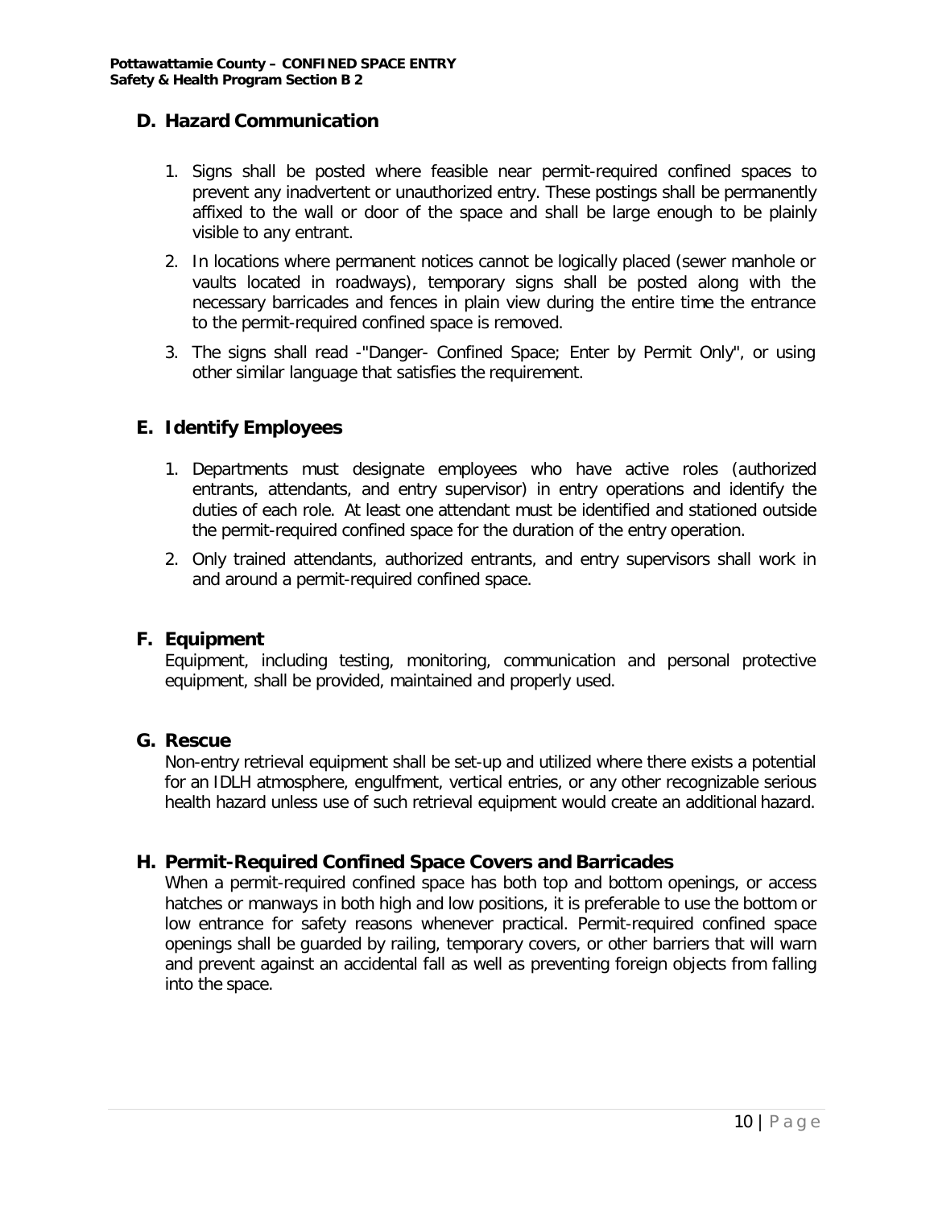## D. Hazard Communication

1. Signs shall be posted where feasible near permit-required confined spaces to prevent any inadvertent or unauthorized entry. These postings shall be permanently affixed to the wall or door of the space and shall be large enough to be plainly visible to any entrant.
2. In locations where permanent notices cannot be logically placed (sewer manhole or vaults located in roadways), temporary signs shall be posted along with the necessary barricades and fences in plain view during the entire time the entrance to the permit-required confined space is removed.
3. The signs shall read -"Danger- Confined Space; Enter by Permit Only", or using other similar language that satisfies the requirement.

## E. Identify Employees

1. Departments must designate employees who have active roles (authorized entrants, attendants, and entry supervisor) in entry operations and identify the duties of each role. At least one attendant must be identified and stationed outside the permit-required confined space for the duration of the entry operation.
2. Only trained attendants, authorized entrants, and entry supervisors shall work in and around a permit-required confined space.

## F. Equipment

Equipment, including testing, monitoring, communication and personal protective equipment, shall be provided, maintained and properly used.

## G. Rescue

Non-entry retrieval equipment shall be set-up and utilized where there exists a potential for an IDLH atmosphere, engulfment, vertical entries, or any other recognizable serious health hazard unless use of such retrieval equipment would create an additional hazard.

## H. Permit-Required Confined Space Covers and Barricades

When a permit-required confined space has both top and bottom openings, or access hatches or manways in both high and low positions, it is preferable to use the bottom or low entrance for safety reasons whenever practical. Permit-required confined space openings shall be guarded by railing, temporary covers, or other barriers that will warn and prevent against an accidental fall as well as preventing foreign objects from falling into the space.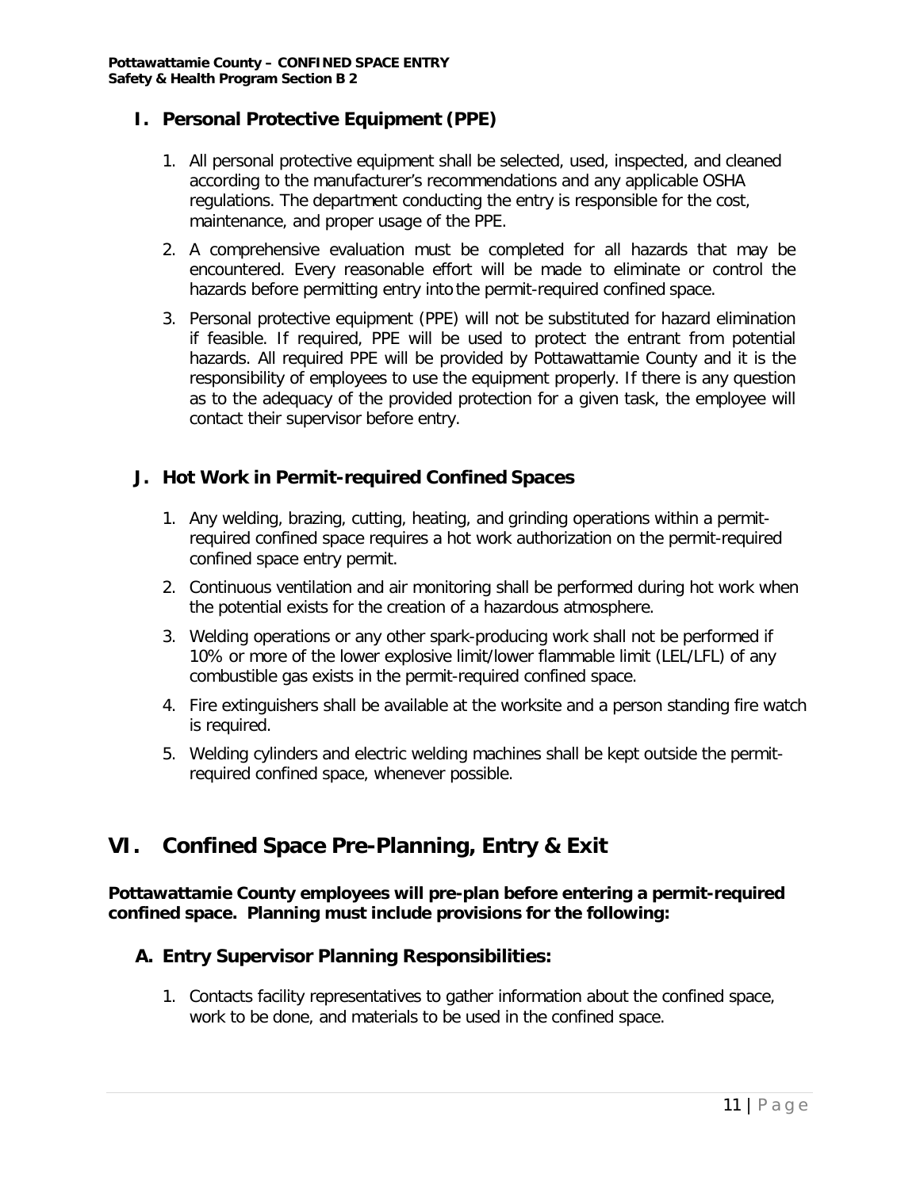## I. Personal Protective Equipment (PPE)

1. All personal protective equipment shall be selected, used, inspected, and cleaned according to the manufacturer's recommendations and any applicable OSHA regulations. The department conducting the entry is responsible for the cost, maintenance, and proper usage of the PPE.
2. A comprehensive evaluation must be completed for all hazards that may be encountered. Every reasonable effort will be made to eliminate or control the hazards before permitting entry into the permit-required confined space.
3. Personal protective equipment (PPE) will not be substituted for hazard elimination if feasible. If required, PPE will be used to protect the entrant from potential hazards. All required PPE will be provided by Pottawattamie County and it is the responsibility of employees to use the equipment properly. If there is any question as to the adequacy of the provided protection for a given task, the employee will contact their supervisor before entry.

## J. Hot Work in Permit-required Confined Spaces

1. Any welding, brazing, cutting, heating, and grinding operations within a permit-required confined space requires a hot work authorization on the permit-required confined space entry permit.
2. Continuous ventilation and air monitoring shall be performed during hot work when the potential exists for the creation of a hazardous atmosphere.
3. Welding operations or any other spark-producing work shall not be performed if 10% or more of the lower explosive limit/lower flammable limit (LEL/LFL) of any combustible gas exists in the permit-required confined space.
4. Fire extinguishers shall be available at the worksite and a person standing fire watch is required.
5. Welding cylinders and electric welding machines shall be kept outside the permit-required confined space, whenever possible.

# VI. Confined Space Pre-Planning, Entry & Exit

**Pottawattamie County employees will pre-plan before entering a permit-required confined space. Planning must include provisions for the following:**

## A. Entry Supervisor Planning Responsibilities:

1. Contacts facility representatives to gather information about the confined space, work to be done, and materials to be used in the confined space.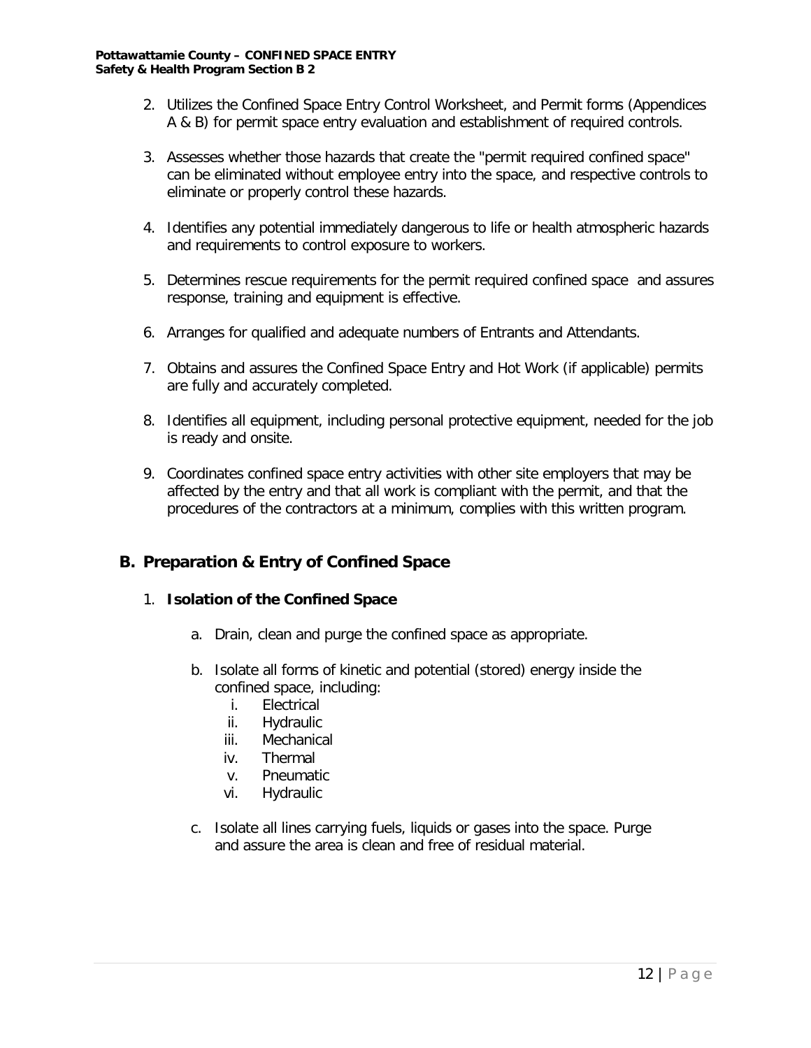2. Utilizes the Confined Space Entry Control Worksheet, and Permit forms (Appendices A & B) for permit space entry evaluation and establishment of required controls.

3. Assesses whether those hazards that create the "permit required confined space" can be eliminated without employee entry into the space, and respective controls to eliminate or properly control these hazards.

4. Identifies any potential immediately dangerous to life or health atmospheric hazards and requirements to control exposure to workers.

5. Determines rescue requirements for the permit required confined space and assures response, training and equipment is effective.

6. Arranges for qualified and adequate numbers of Entrants and Attendants.

7. Obtains and assures the Confined Space Entry and Hot Work (if applicable) permits are fully and accurately completed.

8. Identifies all equipment, including personal protective equipment, needed for the job is ready and onsite.

9. Coordinates confined space entry activities with other site employers that may be affected by the entry and that all work is compliant with the permit, and that the procedures of the contractors at a minimum, complies with this written program.

## B. Preparation & Entry of Confined Space

1. **Isolation of the Confined Space**

    a. Drain, clean and purge the confined space as appropriate.

    b. Isolate all forms of kinetic and potential (stored) energy inside the confined space, including:

        i. Electrical
        ii. Hydraulic
        iii. Mechanical
        iv. Thermal
        v. Pneumatic
        vi. Hydraulic

    c. Isolate all lines carrying fuels, liquids or gases into the space. Purge and assure the area is clean and free of residual material.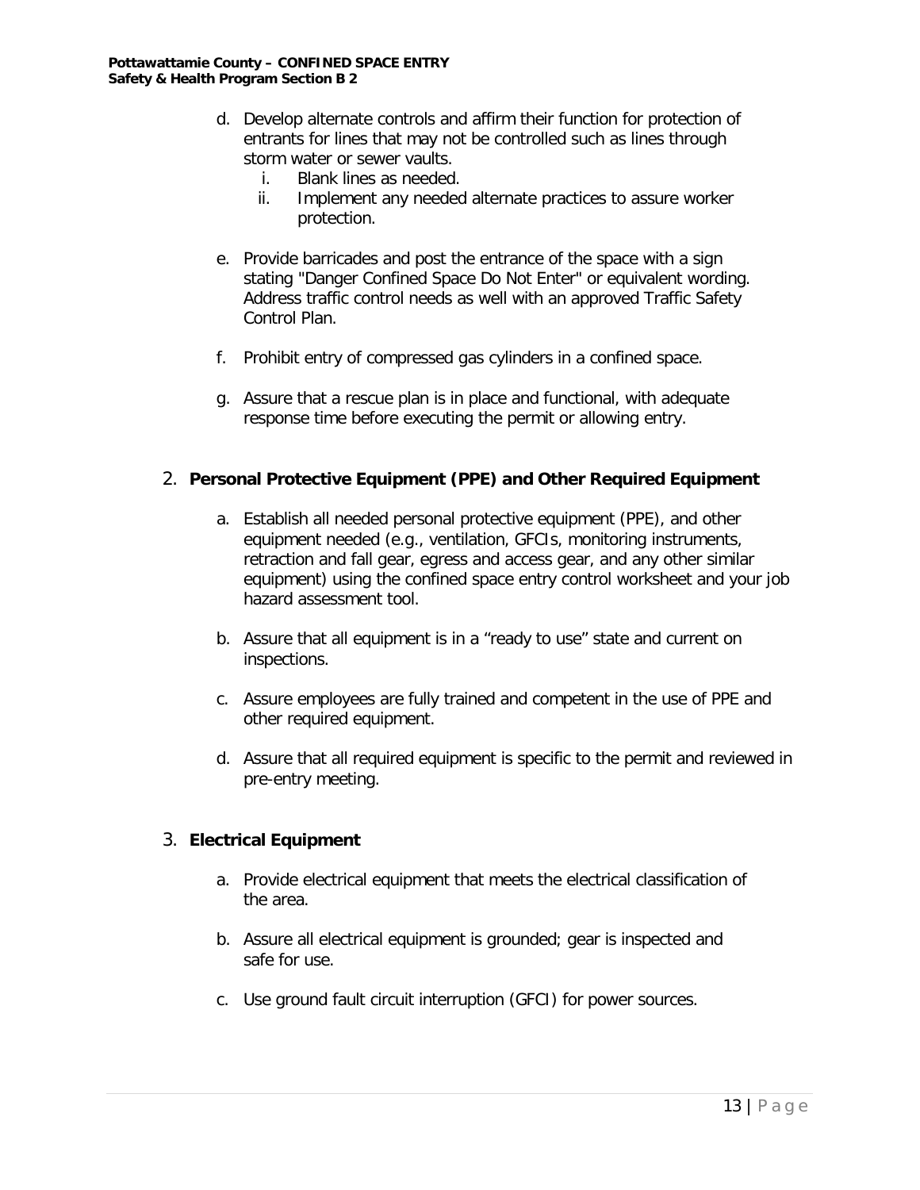d. Develop alternate controls and affirm their function for protection of entrants for lines that may not be controlled such as lines through storm water or sewer vaults.
   i. Blank lines as needed.
   ii. Implement any needed alternate practices to assure worker protection.

e. Provide barricades and post the entrance of the space with a sign stating "Danger Confined Space Do Not Enter" or equivalent wording. Address traffic control needs as well with an approved Traffic Safety Control Plan.

f. Prohibit entry of compressed gas cylinders in a confined space.

g. Assure that a rescue plan is in place and functional, with adequate response time before executing the permit or allowing entry.

2. **Personal Protective Equipment (PPE) and Other Required Equipment**

   a. Establish all needed personal protective equipment (PPE), and other equipment needed (e.g., ventilation, GFCIs, monitoring instruments, retraction and fall gear, egress and access gear, and any other similar equipment) using the confined space entry control worksheet and your job hazard assessment tool.

   b. Assure that all equipment is in a "ready to use" state and current on inspections.

   c. Assure employees are fully trained and competent in the use of PPE and other required equipment.

   d. Assure that all required equipment is specific to the permit and reviewed in pre-entry meeting.

3. **Electrical Equipment**

   a. Provide electrical equipment that meets the electrical classification of the area.

   b. Assure all electrical equipment is grounded; gear is inspected and safe for use.

   c. Use ground fault circuit interruption (GFCI) for power sources.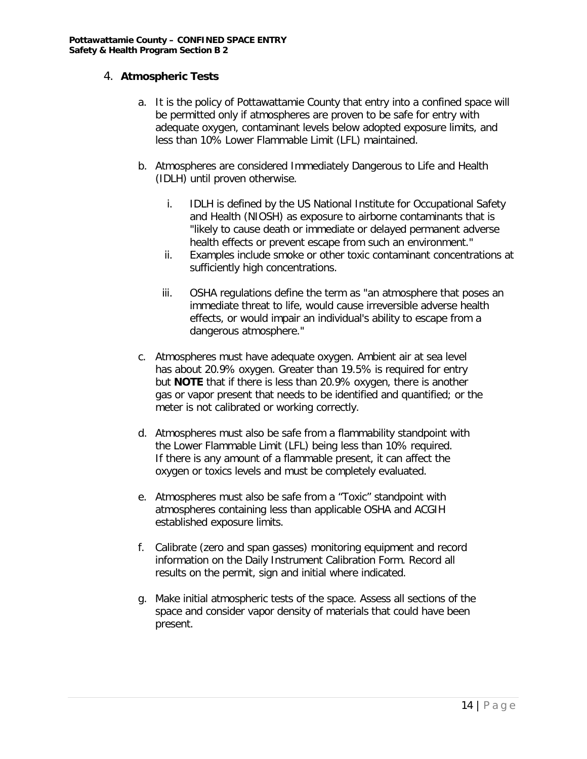4. **Atmospheric Tests**

   a. It is the policy of Pottawattamie County that entry into a confined space will be permitted only if atmospheres are proven to be safe for entry with adequate oxygen, contaminant levels below adopted exposure limits, and less than 10% Lower Flammable Limit (LFL) maintained.

   b. Atmospheres are considered Immediately Dangerous to Life and Health (IDLH) until proven otherwise.

      i. IDLH is defined by the US National Institute for Occupational Safety and Health (NIOSH) as exposure to airborne contaminants that is "likely to cause death or immediate or delayed permanent adverse health effects or prevent escape from such an environment."
      ii. Examples include smoke or other toxic contaminant concentrations at sufficiently high concentrations.
      iii. OSHA regulations define the term as "an atmosphere that poses an immediate threat to life, would cause irreversible adverse health effects, or would impair an individual's ability to escape from a dangerous atmosphere."

   c. Atmospheres must have adequate oxygen. Ambient air at sea level has about 20.9% oxygen. Greater than 19.5% is required for entry but **NOTE** that if there is less than 20.9% oxygen, there is another gas or vapor present that needs to be identified and quantified; or the meter is not calibrated or working correctly.

   d. Atmospheres must also be safe from a flammability standpoint with the Lower Flammable Limit (LFL) being less than 10% required. If there is any amount of a flammable present, it can affect the oxygen or toxics levels and must be completely evaluated.

   e. Atmospheres must also be safe from a "Toxic" standpoint with atmospheres containing less than applicable OSHA and ACGIH established exposure limits.

   f. Calibrate (zero and span gasses) monitoring equipment and record information on the Daily Instrument Calibration Form. Record all results on the permit, sign and initial where indicated.

   g. Make initial atmospheric tests of the space. Assess all sections of the space and consider vapor density of materials that could have been present.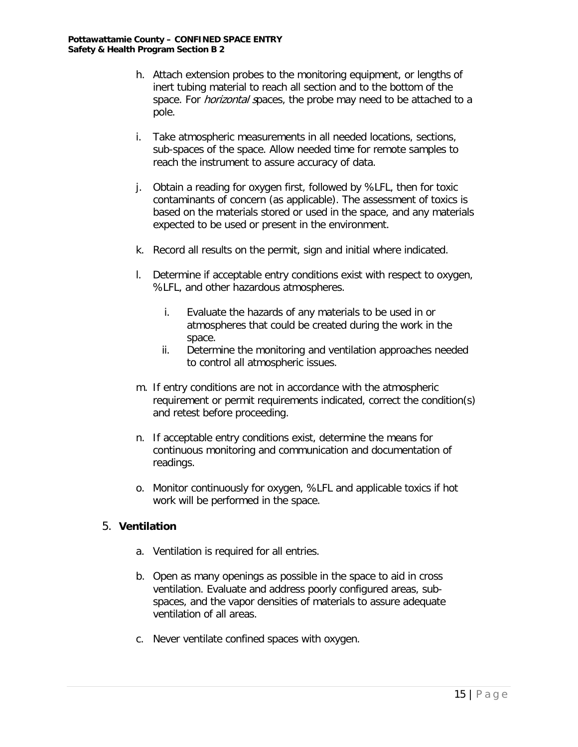h. Attach extension probes to the monitoring equipment, or lengths of inert tubing material to reach all section and to the bottom of the space. For *horizontal* spaces, the probe may need to be attached to a pole.

i. Take atmospheric measurements in all needed locations, sections, sub-spaces of the space. Allow needed time for remote samples to reach the instrument to assure accuracy of data.

j. Obtain a reading for oxygen first, followed by %LFL, then for toxic contaminants of concern (as applicable). The assessment of toxics is based on the materials stored or used in the space, and any materials expected to be used or present in the environment.

k. Record all results on the permit, sign and initial where indicated.

l. Determine if acceptable entry conditions exist with respect to oxygen, %LFL, and other hazardous atmospheres.

   i. Evaluate the hazards of any materials to be used in or atmospheres that could be created during the work in the space.
   ii. Determine the monitoring and ventilation approaches needed to control all atmospheric issues.

m. If entry conditions are not in accordance with the atmospheric requirement or permit requirements indicated, correct the condition(s) and retest before proceeding.

n. If acceptable entry conditions exist, determine the means for continuous monitoring and communication and documentation of readings.

o. Monitor continuously for oxygen, %LFL and applicable toxics if hot work will be performed in the space.

5. **Ventilation**

   a. Ventilation is required for all entries.

   b. Open as many openings as possible in the space to aid in cross ventilation. Evaluate and address poorly configured areas, sub-spaces, and the vapor densities of materials to assure adequate ventilation of all areas.

   c. Never ventilate confined spaces with oxygen.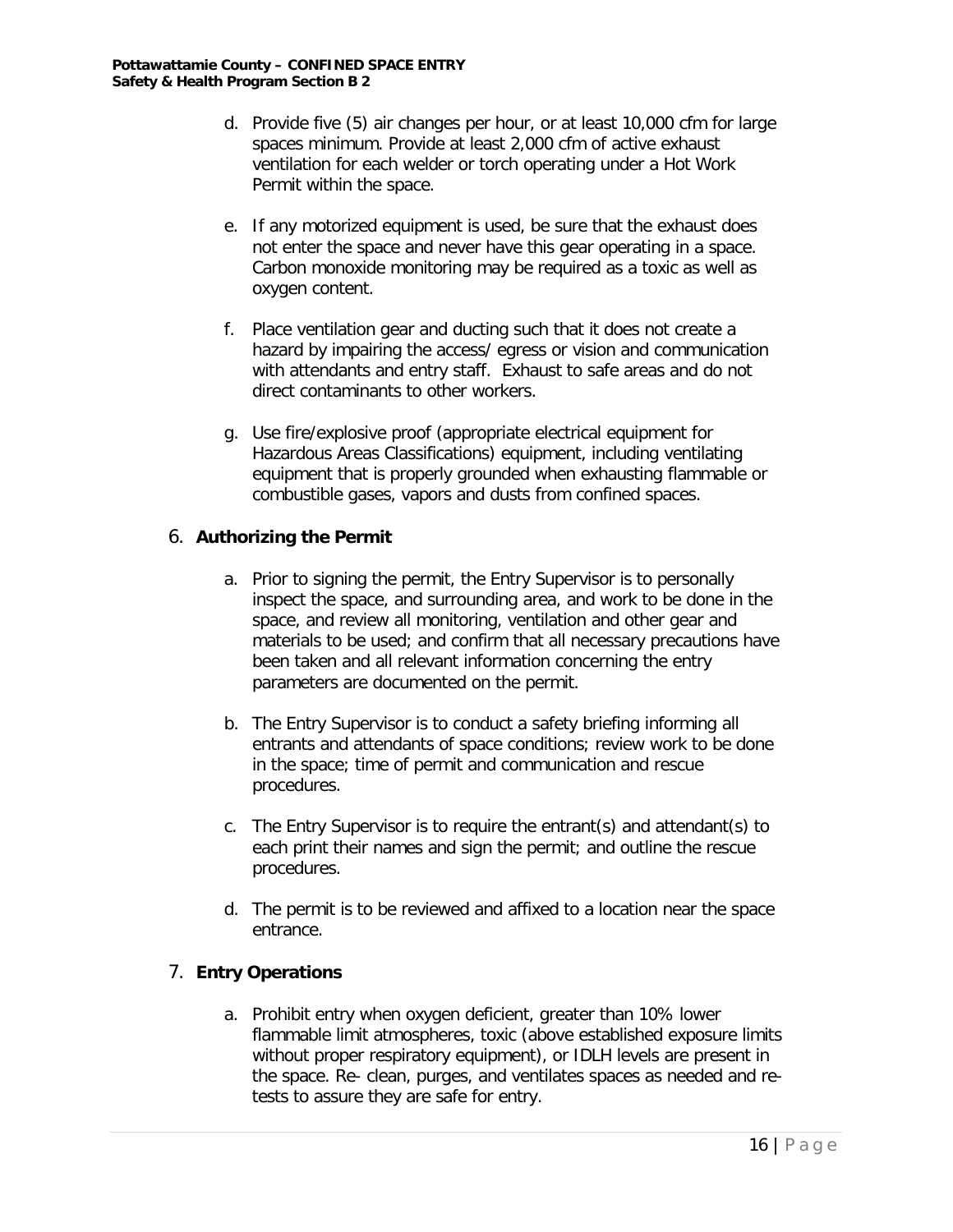d. Provide five (5) air changes per hour, or at least 10,000 cfm for large spaces minimum. Provide at least 2,000 cfm of active exhaust ventilation for each welder or torch operating under a Hot Work Permit within the space.

e. If any motorized equipment is used, be sure that the exhaust does not enter the space and never have this gear operating in a space. Carbon monoxide monitoring may be required as a toxic as well as oxygen content.

f. Place ventilation gear and ducting such that it does not create a hazard by impairing the access/ egress or vision and communication with attendants and entry staff. Exhaust to safe areas and do not direct contaminants to other workers.

g. Use fire/explosive proof (appropriate electrical equipment for Hazardous Areas Classifications) equipment, including ventilating equipment that is properly grounded when exhausting flammable or combustible gases, vapors and dusts from confined spaces.

6. **Authorizing the Permit**

a. Prior to signing the permit, the Entry Supervisor is to personally inspect the space, and surrounding area, and work to be done in the space, and review all monitoring, ventilation and other gear and materials to be used; and confirm that all necessary precautions have been taken and all relevant information concerning the entry parameters are documented on the permit.

b. The Entry Supervisor is to conduct a safety briefing informing all entrants and attendants of space conditions; review work to be done in the space; time of permit and communication and rescue procedures.

c. The Entry Supervisor is to require the entrant(s) and attendant(s) to each print their names and sign the permit; and outline the rescue procedures.

d. The permit is to be reviewed and affixed to a location near the space entrance.

7. **Entry Operations**

a. Prohibit entry when oxygen deficient, greater than 10% lower flammable limit atmospheres, toxic (above established exposure limits without proper respiratory equipment), or IDLH levels are present in the space. Re- clean, purges, and ventilates spaces as needed and re-tests to assure they are safe for entry.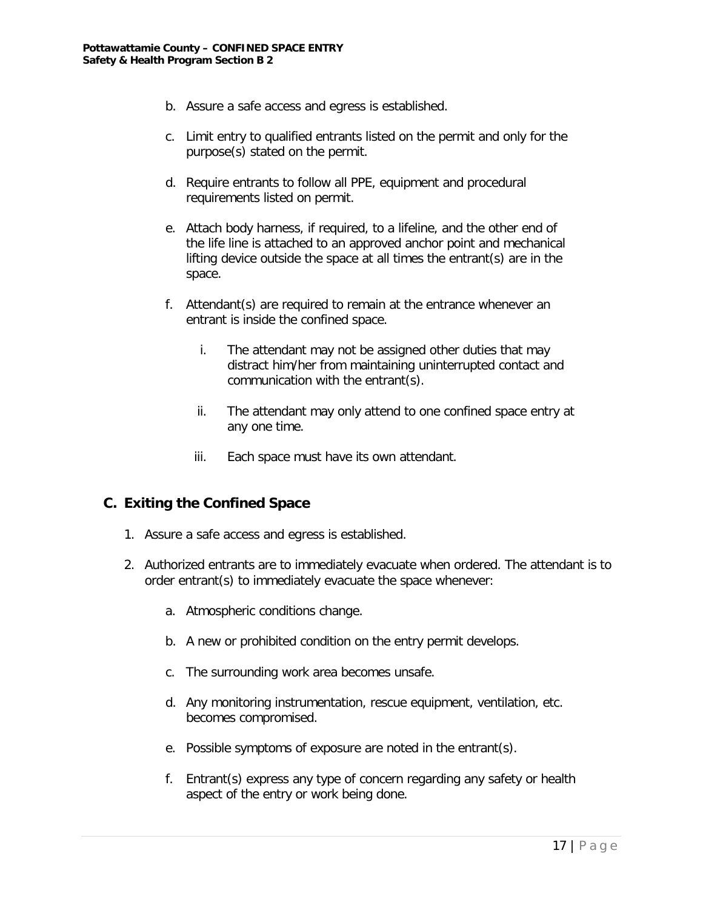b. Assure a safe access and egress is established.

c. Limit entry to qualified entrants listed on the permit and only for the purpose(s) stated on the permit.

d. Require entrants to follow all PPE, equipment and procedural requirements listed on permit.

e. Attach body harness, if required, to a lifeline, and the other end of the life line is attached to an approved anchor point and mechanical lifting device outside the space at all times the entrant(s) are in the space.

f. Attendant(s) are required to remain at the entrance whenever an entrant is inside the confined space.

   i. The attendant may not be assigned other duties that may distract him/her from maintaining uninterrupted contact and communication with the entrant(s).

   ii. The attendant may only attend to one confined space entry at any one time.

   iii. Each space must have its own attendant.

## C. Exiting the Confined Space

1. Assure a safe access and egress is established.

2. Authorized entrants are to immediately evacuate when ordered. The attendant is to order entrant(s) to immediately evacuate the space whenever:

   a. Atmospheric conditions change.

   b. A new or prohibited condition on the entry permit develops.

   c. The surrounding work area becomes unsafe.

   d. Any monitoring instrumentation, rescue equipment, ventilation, etc. becomes compromised.

   e. Possible symptoms of exposure are noted in the entrant(s).

   f. Entrant(s) express any type of concern regarding any safety or health aspect of the entry or work being done.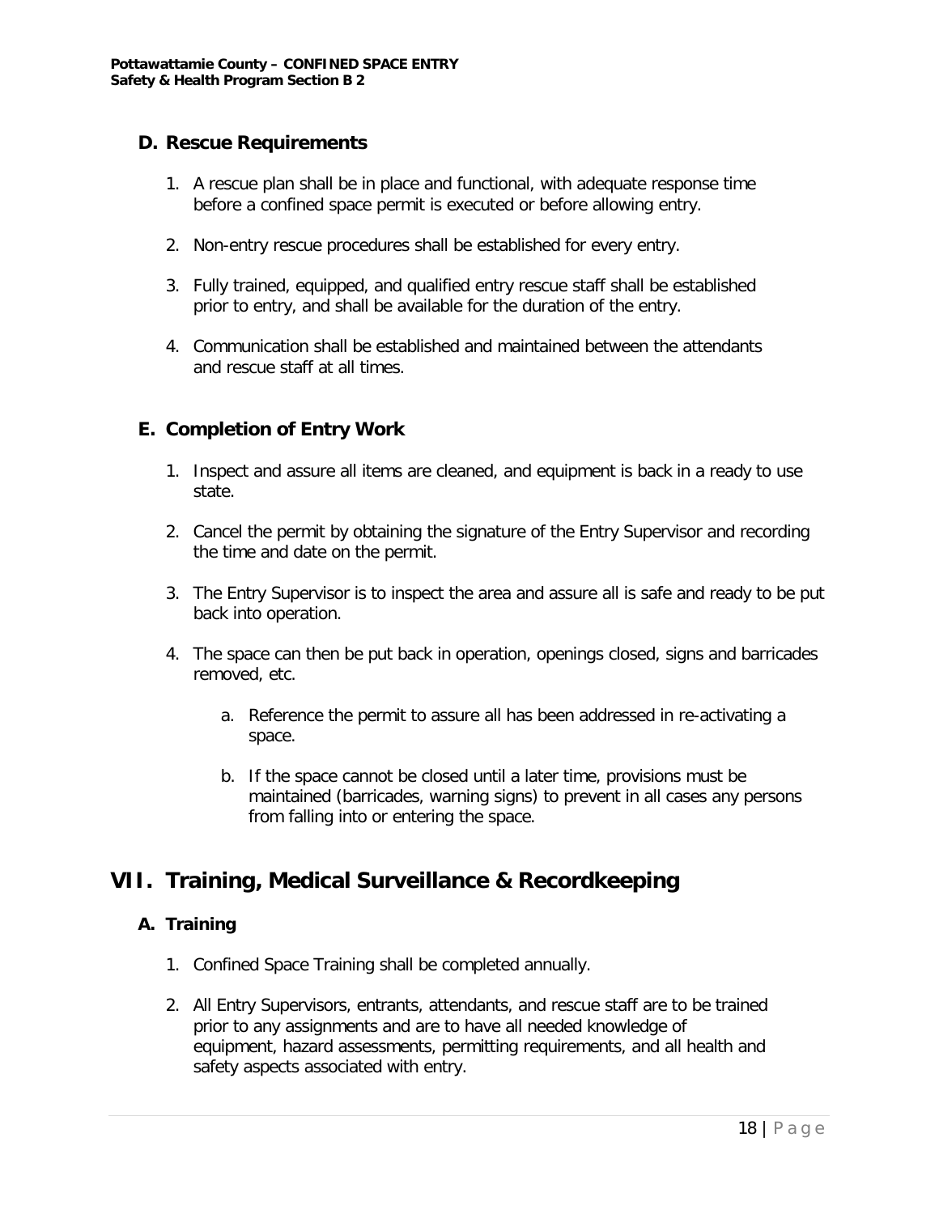### D. Rescue Requirements

1. A rescue plan shall be in place and functional, with adequate response time before a confined space permit is executed or before allowing entry.

2. Non-entry rescue procedures shall be established for every entry.

3. Fully trained, equipped, and qualified entry rescue staff shall be established prior to entry, and shall be available for the duration of the entry.

4. Communication shall be established and maintained between the attendants and rescue staff at all times.

### E. Completion of Entry Work

1. Inspect and assure all items are cleaned, and equipment is back in a ready to use state.

2. Cancel the permit by obtaining the signature of the Entry Supervisor and recording the time and date on the permit.

3. The Entry Supervisor is to inspect the area and assure all is safe and ready to be put back into operation.

4. The space can then be put back in operation, openings closed, signs and barricades removed, etc.

    a. Reference the permit to assure all has been addressed in re-activating a space.

    b. If the space cannot be closed until a later time, provisions must be maintained (barricades, warning signs) to prevent in all cases any persons from falling into or entering the space.

## VII. Training, Medical Surveillance & Recordkeeping

### A. Training

1. Confined Space Training shall be completed annually.

2. All Entry Supervisors, entrants, attendants, and rescue staff are to be trained prior to any assignments and are to have all needed knowledge of equipment, hazard assessments, permitting requirements, and all health and safety aspects associated with entry.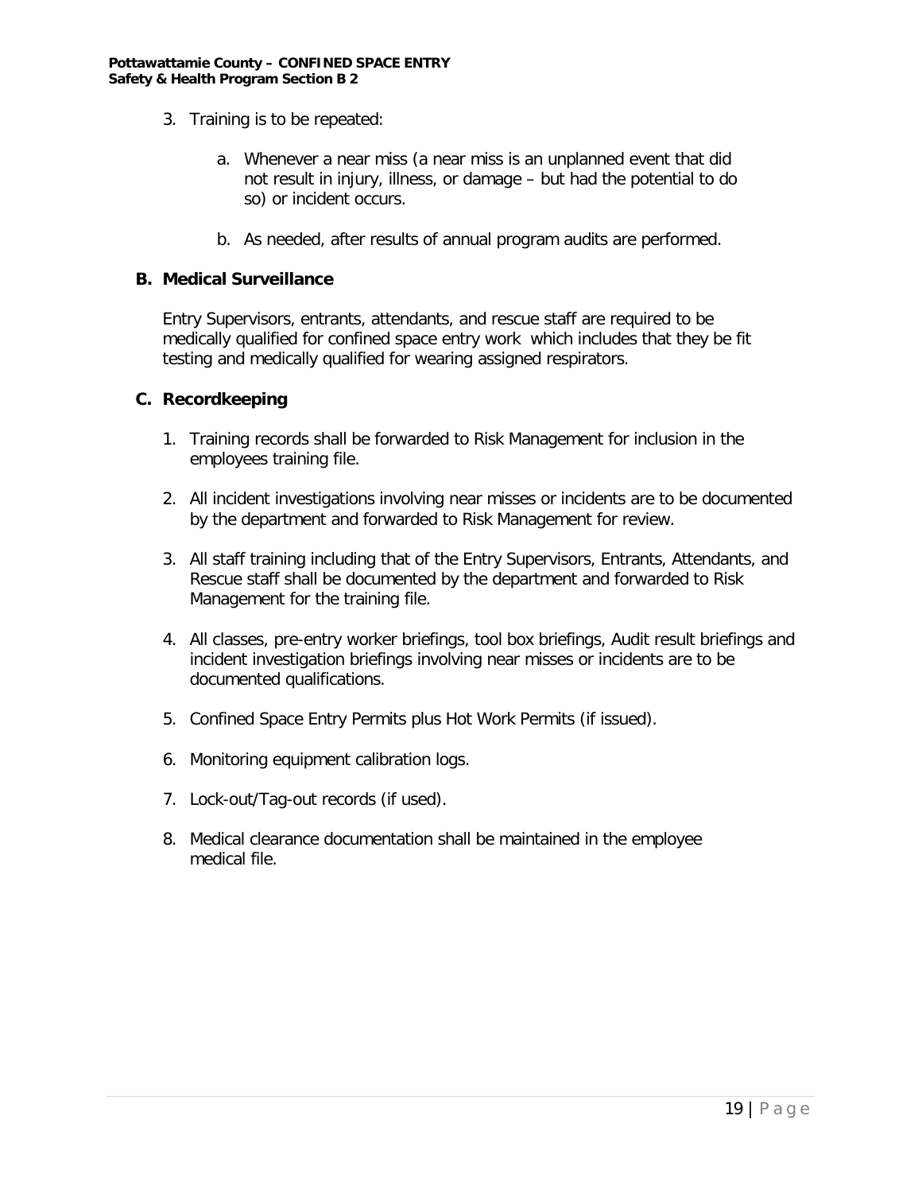3. Training is to be repeated:

    a. Whenever a near miss (a near miss is an unplanned event that did not result in injury, illness, or damage – but had the potential to do so) or incident occurs.

    b. As needed, after results of annual program audits are performed.

## B. Medical Surveillance

Entry Supervisors, entrants, attendants, and rescue staff are required to be medically qualified for confined space entry work which includes that they be fit testing and medically qualified for wearing assigned respirators.

## C. Recordkeeping

1. Training records shall be forwarded to Risk Management for inclusion in the employees training file.

2. All incident investigations involving near misses or incidents are to be documented by the department and forwarded to Risk Management for review.

3. All staff training including that of the Entry Supervisors, Entrants, Attendants, and Rescue staff shall be documented by the department and forwarded to Risk Management for the training file.

4. All classes, pre-entry worker briefings, tool box briefings, Audit result briefings and incident investigation briefings involving near misses or incidents are to be documented qualifications.

5. Confined Space Entry Permits plus Hot Work Permits (if issued).

6. Monitoring equipment calibration logs.

7. Lock-out/Tag-out records (if used).

8. Medical clearance documentation shall be maintained in the employee medical file.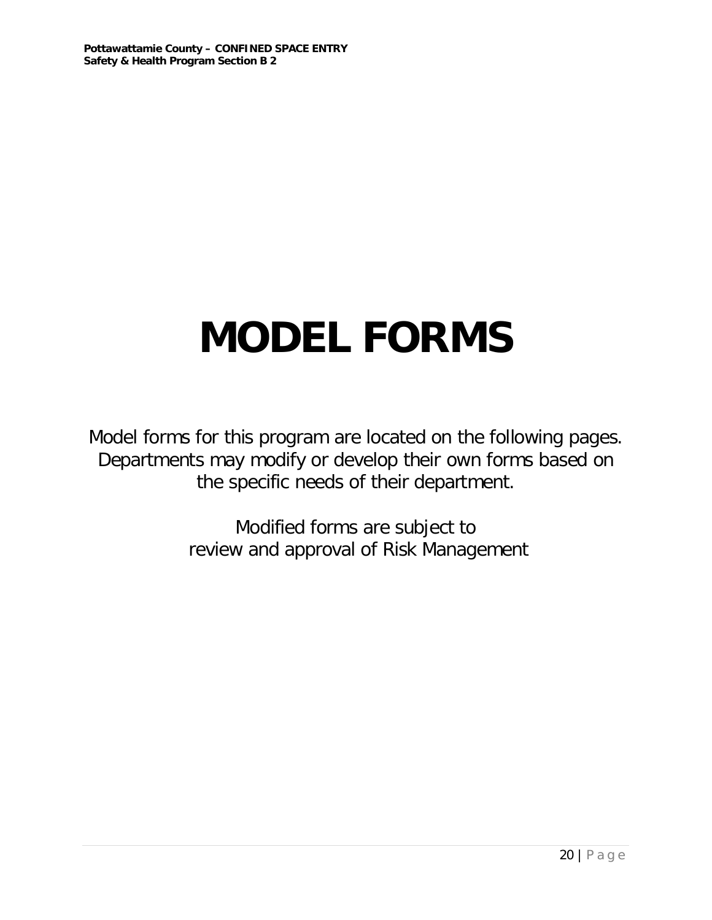# MODEL FORMS

Model forms for this program are located on the following pages. Departments may modify or develop their own forms based on the specific needs of their department.

Modified forms are subject to review and approval of Risk Management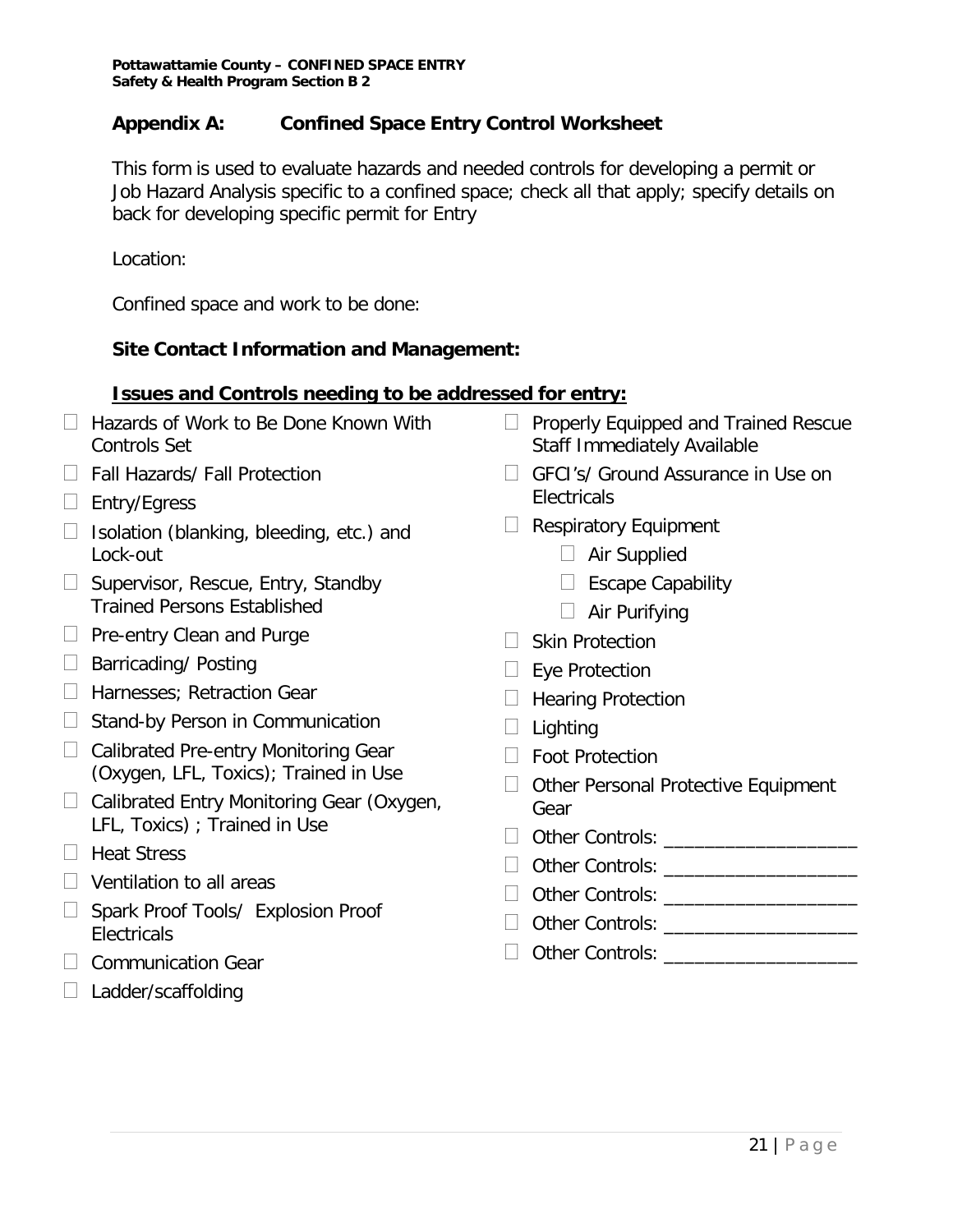## Appendix A: Confined Space Entry Control Worksheet

This form is used to evaluate hazards and needed controls for developing a permit or Job Hazard Analysis specific to a confined space; check all that apply; specify details on back for developing specific permit for Entry

Location:

Confined space and work to be done:

**Site Contact Information and Management:**

**Issues and Controls needing to be addressed for entry:**

- ☐ Hazards of Work to Be Done Known With Controls Set
- ☐ Fall Hazards/ Fall Protection
- ☐ Entry/Egress
- ☐ Isolation (blanking, bleeding, etc.) and Lock-out
- ☐ Supervisor, Rescue, Entry, Standby Trained Persons Established
- ☐ Pre-entry Clean and Purge
- ☐ Barricading/ Posting
- ☐ Harnesses; Retraction Gear
- ☐ Stand-by Person in Communication
- ☐ Calibrated Pre-entry Monitoring Gear (Oxygen, LFL, Toxics); Trained in Use
- ☐ Calibrated Entry Monitoring Gear (Oxygen, LFL, Toxics) ; Trained in Use
- ☐ Heat Stress
- ☐ Ventilation to all areas
- ☐ Spark Proof Tools/ Explosion Proof Electricals
- ☐ Communication Gear
- ☐ Ladder/scaffolding
- ☐ Properly Equipped and Trained Rescue Staff Immediately Available
- ☐ GFCI's/ Ground Assurance in Use on Electricals
- ☐ Respiratory Equipment
  - ☐ Air Supplied
  - ☐ Escape Capability
  - ☐ Air Purifying
- ☐ Skin Protection
- ☐ Eye Protection
- ☐ Hearing Protection
- ☐ Lighting
- ☐ Foot Protection
- ☐ Other Personal Protective Equipment Gear
- ☐ Other Controls: ___________________
- ☐ Other Controls: ___________________
- ☐ Other Controls: ___________________
- ☐ Other Controls: ___________________
- ☐ Other Controls: ___________________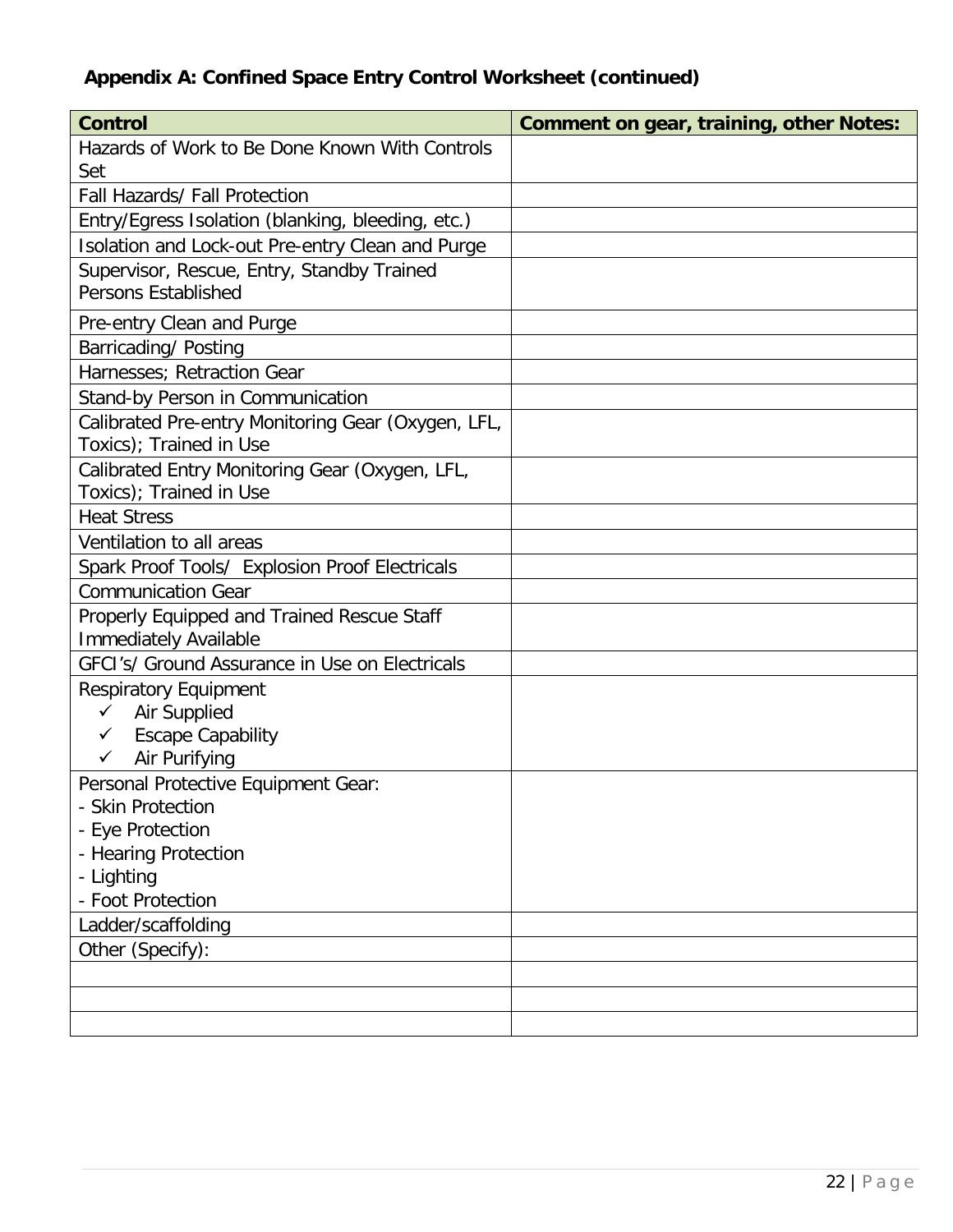### Appendix A: Confined Space Entry Control Worksheet (continued)

| Control | Comment on gear, training, other Notes: |
|---|---|
| Hazards of Work to Be Done Known With Controls Set | |
| Fall Hazards/ Fall Protection | |
| Entry/Egress Isolation (blanking, bleeding, etc.) | |
| Isolation and Lock-out Pre-entry Clean and Purge | |
| Supervisor, Rescue, Entry, Standby Trained Persons Established | |
| Pre-entry Clean and Purge | |
| Barricading/ Posting | |
| Harnesses; Retraction Gear | |
| Stand-by Person in Communication | |
| Calibrated Pre-entry Monitoring Gear (Oxygen, LFL, Toxics); Trained in Use | |
| Calibrated Entry Monitoring Gear (Oxygen, LFL, Toxics); Trained in Use | |
| Heat Stress | |
| Ventilation to all areas | |
| Spark Proof Tools/ Explosion Proof Electricals | |
| Communication Gear | |
| Properly Equipped and Trained Rescue Staff Immediately Available | |
| GFCI's/ Ground Assurance in Use on Electricals | |
| Respiratory Equipment<br>✓ Air Supplied<br>✓ Escape Capability<br>✓ Air Purifying | |
| Personal Protective Equipment Gear:<br>- Skin Protection<br>- Eye Protection<br>- Hearing Protection<br>- Lighting<br>- Foot Protection | |
| Ladder/scaffolding | |
| Other (Specify): | |
| | |
| | |
| | |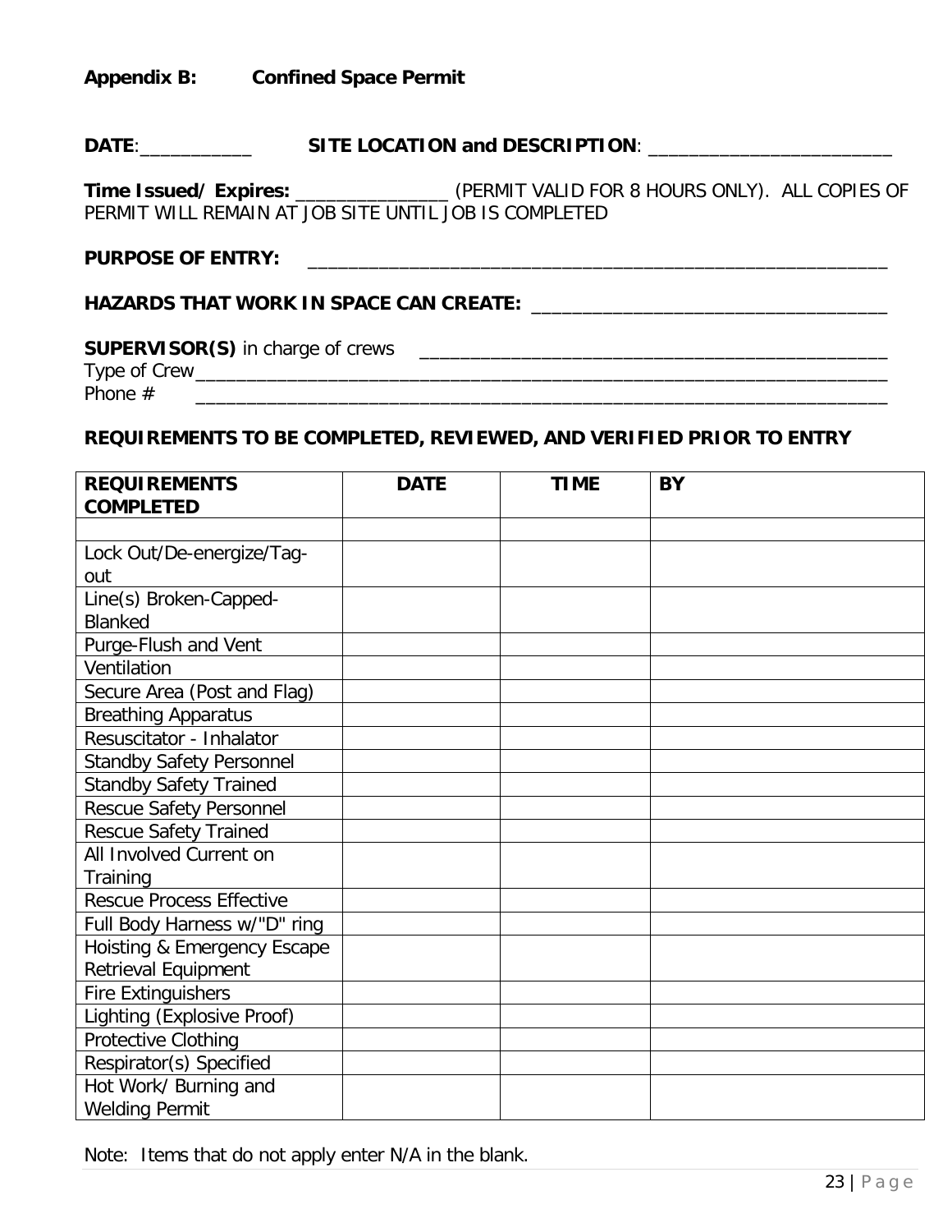**Appendix B: Confined Space Permit**

**DATE**:\_\_\_\_\_\_\_\_\_\_\_ **SITE LOCATION and DESCRIPTION**: \_\_\_\_\_\_\_\_\_\_\_\_\_\_\_\_\_\_\_\_\_\_\_\_

**Time Issued/ Expires:** \_\_\_\_\_\_\_\_\_\_\_\_\_\_\_ (PERMIT VALID FOR 8 HOURS ONLY). ALL COPIES OF PERMIT WILL REMAIN AT JOB SITE UNTIL JOB IS COMPLETED

**PURPOSE OF ENTRY:** \_\_\_\_\_\_\_\_\_\_\_\_\_\_\_\_\_\_\_\_\_\_\_\_\_\_\_\_\_\_\_\_\_\_\_\_\_\_\_\_\_\_\_\_\_\_\_\_\_\_\_\_\_\_\_\_

**HAZARDS THAT WORK IN SPACE CAN CREATE:** \_\_\_\_\_\_\_\_\_\_\_\_\_\_\_\_\_\_\_\_\_\_\_\_\_\_\_\_\_\_\_\_\_\_\_

**SUPERVISOR(S)** in charge of crews \_\_\_\_\_\_\_\_\_\_\_\_\_\_\_\_\_\_\_\_\_\_\_\_\_\_\_\_\_\_\_\_\_\_\_\_\_\_\_\_\_\_\_\_\_\_
Type of Crew\_\_\_\_\_\_\_\_\_\_\_\_\_\_\_\_\_\_\_\_\_\_\_\_\_\_\_\_\_\_\_\_\_\_\_\_\_\_\_\_\_\_\_\_\_\_\_\_\_\_\_\_\_\_\_\_\_\_\_\_\_\_\_\_\_\_\_\_
Phone # \_\_\_\_\_\_\_\_\_\_\_\_\_\_\_\_\_\_\_\_\_\_\_\_\_\_\_\_\_\_\_\_\_\_\_\_\_\_\_\_\_\_\_\_\_\_\_\_\_\_\_\_\_\_\_\_\_\_\_\_\_\_\_\_\_\_\_\_

**REQUIREMENTS TO BE COMPLETED, REVIEWED, AND VERIFIED PRIOR TO ENTRY**

| REQUIREMENTS COMPLETED | DATE | TIME | BY |
|---|---|---|---|
| | | | |
| Lock Out/De-energize/Tag-out | | | |
| Line(s) Broken-Capped-Blanked | | | |
| Purge-Flush and Vent | | | |
| Ventilation | | | |
| Secure Area (Post and Flag) | | | |
| Breathing Apparatus | | | |
| Resuscitator - Inhalator | | | |
| Standby Safety Personnel | | | |
| Standby Safety Trained | | | |
| Rescue Safety Personnel | | | |
| Rescue Safety Trained | | | |
| All Involved Current on Training | | | |
| Rescue Process Effective | | | |
| Full Body Harness w/"D" ring | | | |
| Hoisting & Emergency Escape Retrieval Equipment | | | |
| Fire Extinguishers | | | |
| Lighting (Explosive Proof) | | | |
| Protective Clothing | | | |
| Respirator(s) Specified | | | |
| Hot Work/ Burning and Welding Permit | | | |

Note: Items that do not apply enter N/A in the blank.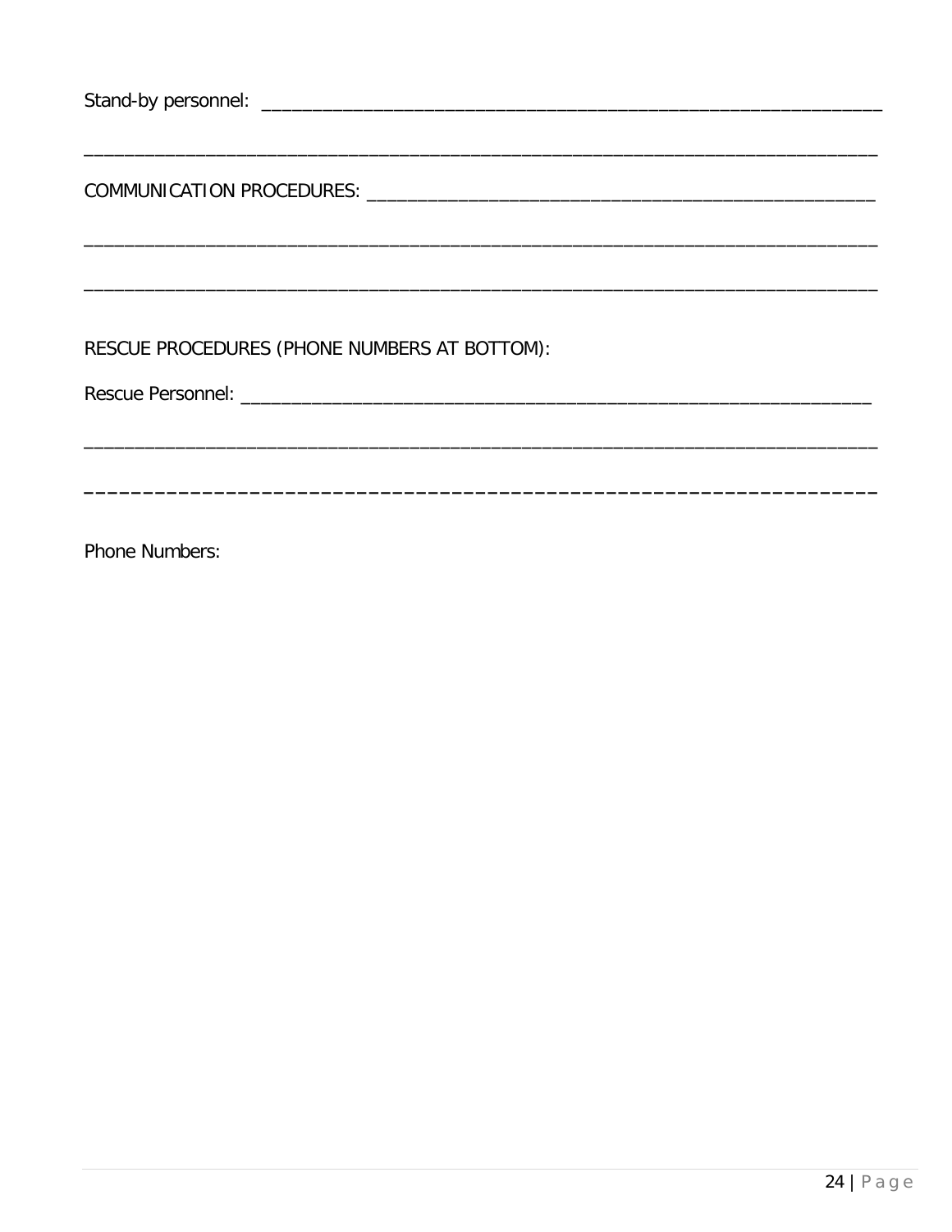Stand-by personnel: ____________________________________________________________

________________________________________________________________________________

COMMUNICATION PROCEDURES: _______________________________________________________

________________________________________________________________________________

________________________________________________________________________________

RESCUE PROCEDURES (PHONE NUMBERS AT BOTTOM):

Rescue Personnel: ________________________________________________________________

________________________________________________________________________________

________________________________________________________________________________

Phone Numbers: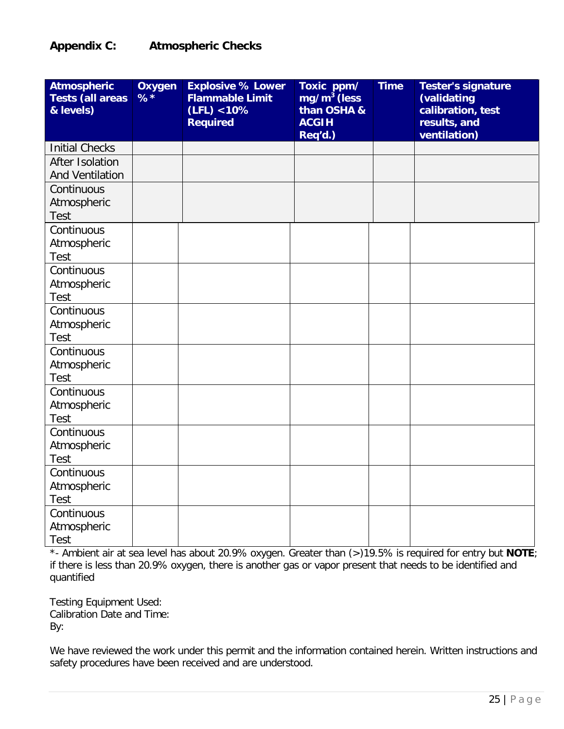## Appendix C: Atmospheric Checks

| Atmospheric Tests (all areas & levels) | Oxygen %* | Explosive % Lower Flammable Limit (LFL) <10% Required | Toxic ppm/ $mg/m^3$ (less than OSHA & ACGIH Req'd.) | Time | Tester's signature (validating calibration, test results, and ventilation) |
|---|---|---|---|---|---|
| Initial Checks | | | | | |
| After Isolation And Ventilation | | | | | |
| Continuous Atmospheric Test | | | | | |
| Continuous Atmospheric Test | | | | | |
| Continuous Atmospheric Test | | | | | |
| Continuous Atmospheric Test | | | | | |
| Continuous Atmospheric Test | | | | | |
| Continuous Atmospheric Test | | | | | |
| Continuous Atmospheric Test | | | | | |
| Continuous Atmospheric Test | | | | | |
| Continuous Atmospheric Test | | | | | |

*- Ambient air at sea level has about 20.9% oxygen. Greater than (>)19.5% is required for entry but **NOTE**; if there is less than 20.9% oxygen, there is another gas or vapor present that needs to be identified and quantified

Testing Equipment Used:
Calibration Date and Time:
By:

We have reviewed the work under this permit and the information contained herein. Written instructions and safety procedures have been received and are understood.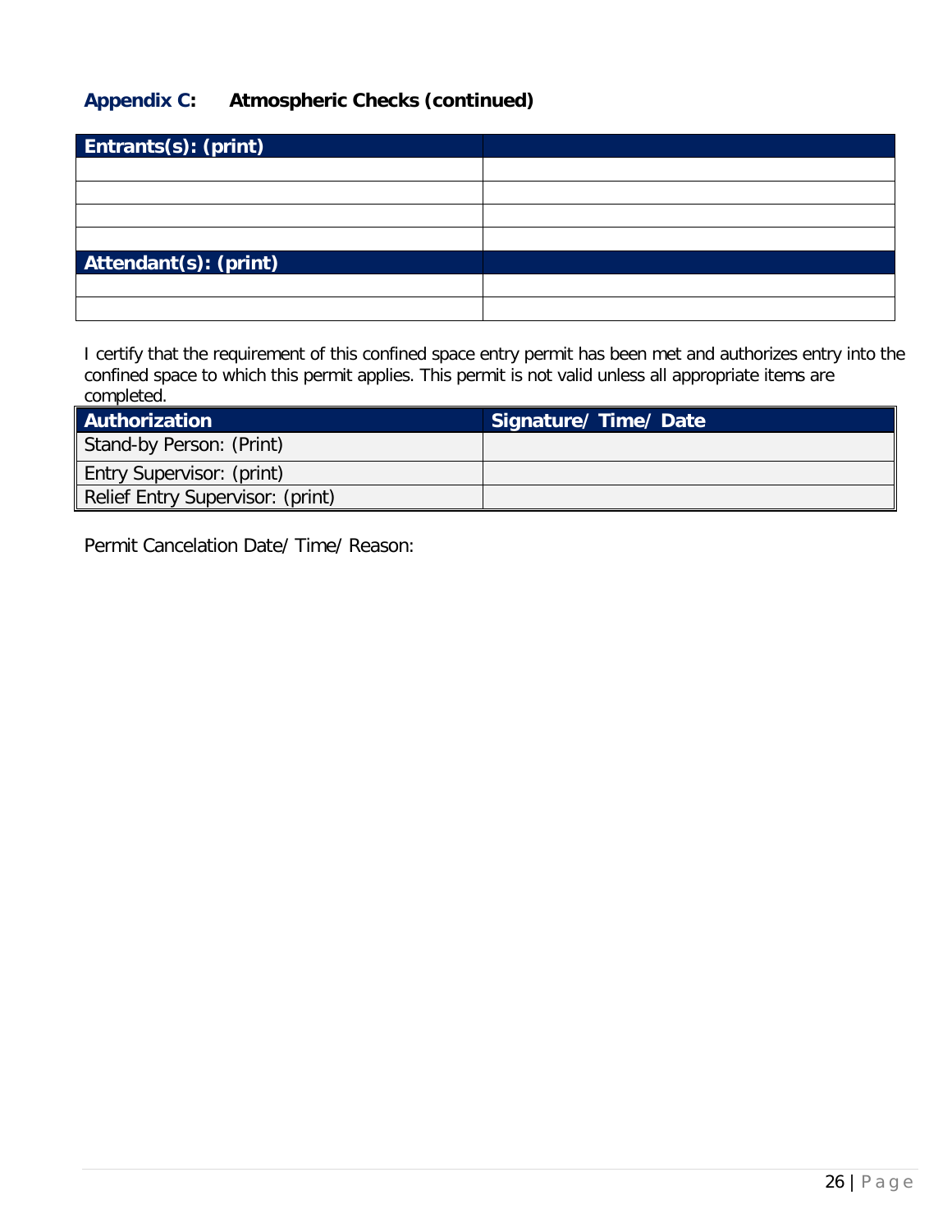### **Appendix C:** Atmospheric Checks (continued)

| **Entrants(s): (print)** | |
|---|---|
| | |
| | |
| | |
| | |
| **Attendant(s): (print)** | |
| | |
| | |

I certify that the requirement of this confined space entry permit has been met and authorizes entry into the confined space to which this permit applies. This permit is not valid unless all appropriate items are completed.

| **Authorization** | **Signature/ Time/ Date** |
|---|---|
| Stand-by Person: (Print) | |
| Entry Supervisor: (print) | |
| Relief Entry Supervisor: (print) | |

Permit Cancelation Date/ Time/ Reason: